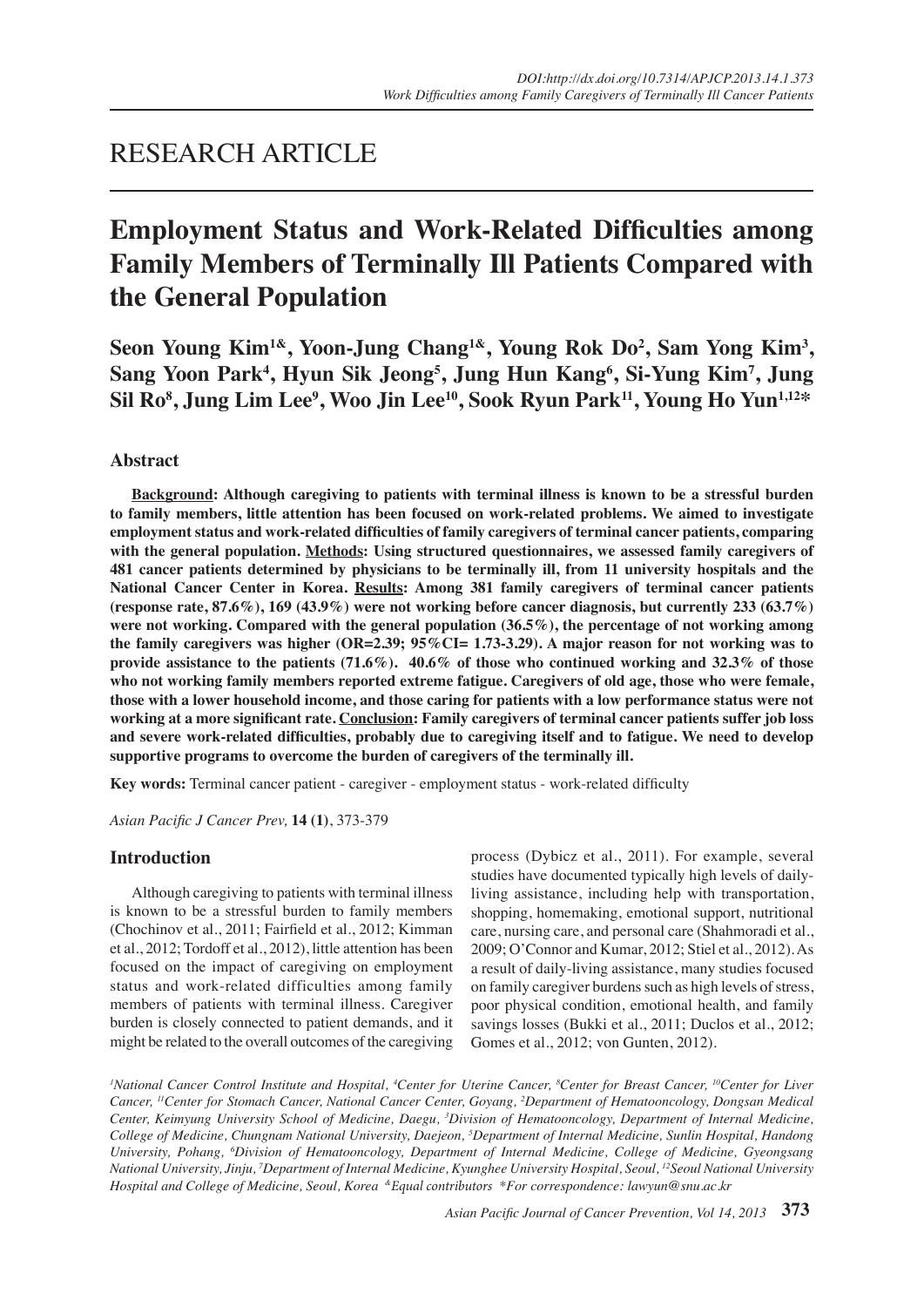# RESEARCH ARTICLE

# Employment Status and Work-Related Difficulties among Family Members of Terminally Ill Patients Compared with the General Population

**Seon Young Kim[1&], Yoon-Jung Chang[1&], Young Rok Do[2], Sam Yong Kim[3], Sang Yoon Park[4], Hyun Sik Jeong[5], Jung Hun Kang[6], Si-Yung Kim[7], Jung Sil Ro[8], Jung Lim Lee[9], Woo Jin Lee[10], Sook Ryun Park[11], Young Ho Yun[1,12]***

## Abstract

**Background: Although caregiving to patients with terminal illness is known to be a stressful burden to family members, little attention has been focused on work-related problems. We aimed to investigate employment status and work-related difficulties of family caregivers of terminal cancer patients, comparing with the general population. Methods: Using structured questionnaires, we assessed family caregivers of 481 cancer patients determined by physicians to be terminally ill, from 11 university hospitals and the National Cancer Center in Korea. Results: Among 381 family caregivers of terminal cancer patients (response rate, 87.6%), 169 (43.9%) were not working before cancer diagnosis, but currently 233 (63.7%) were not working. Compared with the general population (36.5%), the percentage of not working among the family caregivers was higher (OR=2.39; 95%CI= 1.73-3.29). A major reason for not working was to provide assistance to the patients (71.6%). 40.6% of those who continued working and 32.3% of those who not working family members reported extreme fatigue. Caregivers of old age, those who were female, those with a lower household income, and those caring for patients with a low performance status were not working at a more significant rate. Conclusion: Family caregivers of terminal cancer patients suffer job loss and severe work-related difficulties, probably due to caregiving itself and to fatigue. We need to develop supportive programs to overcome the burden of caregivers of the terminally ill.**

**Key words:** Terminal cancer patient - caregiver - employment status - work-related difficulty

*Asian Pacific J Cancer Prev,* **14 (1)**, 373-379

## Introduction

Although caregiving to patients with terminal illness is known to be a stressful burden to family members (Chochinov et al., 2011; Fairfield et al., 2012; Kimman et al., 2012; Tordoff et al., 2012), little attention has been focused on the impact of caregiving on employment status and work-related difficulties among family members of patients with terminal illness. Caregiver burden is closely connected to patient demands, and it might be related to the overall outcomes of the caregiving process (Dybicz et al., 2011). For example, several studies have documented typically high levels of daily-living assistance, including help with transportation, shopping, homemaking, emotional support, nutritional care, nursing care, and personal care (Shahmoradi et al., 2009; O'Connor and Kumar, 2012; Stiel et al., 2012). As a result of daily-living assistance, many studies focused on family caregiver burdens such as high levels of stress, poor physical condition, emotional health, and family savings losses (Bukki et al., 2011; Duclos et al., 2012; Gomes et al., 2012; von Gunten, 2012).

*[1]National Cancer Control Institute and Hospital, [4]Center for Uterine Cancer, [8]Center for Breast Cancer, [10]Center for Liver Cancer, [11]Center for Stomach Cancer, National Cancer Center, Goyang, [2]Department of Hematooncology, Dongsan Medical Center, Keimyung University School of Medicine, Daegu, [3]Division of Hematooncology, Department of Internal Medicine, College of Medicine, Chungnam National University, Daejeon, [5]Department of Internal Medicine, Sunlin Hospital, Handong University, Pohang, [6]Division of Hematooncology, Department of Internal Medicine, College of Medicine, Gyeongsang National University, Jinju, [7]Department of Internal Medicine, Kyunghee University Hospital, Seoul, [12]Seoul National University Hospital and College of Medicine, Seoul, Korea [&]Equal contributors *For correspondence: lawyun@snu.ac.kr*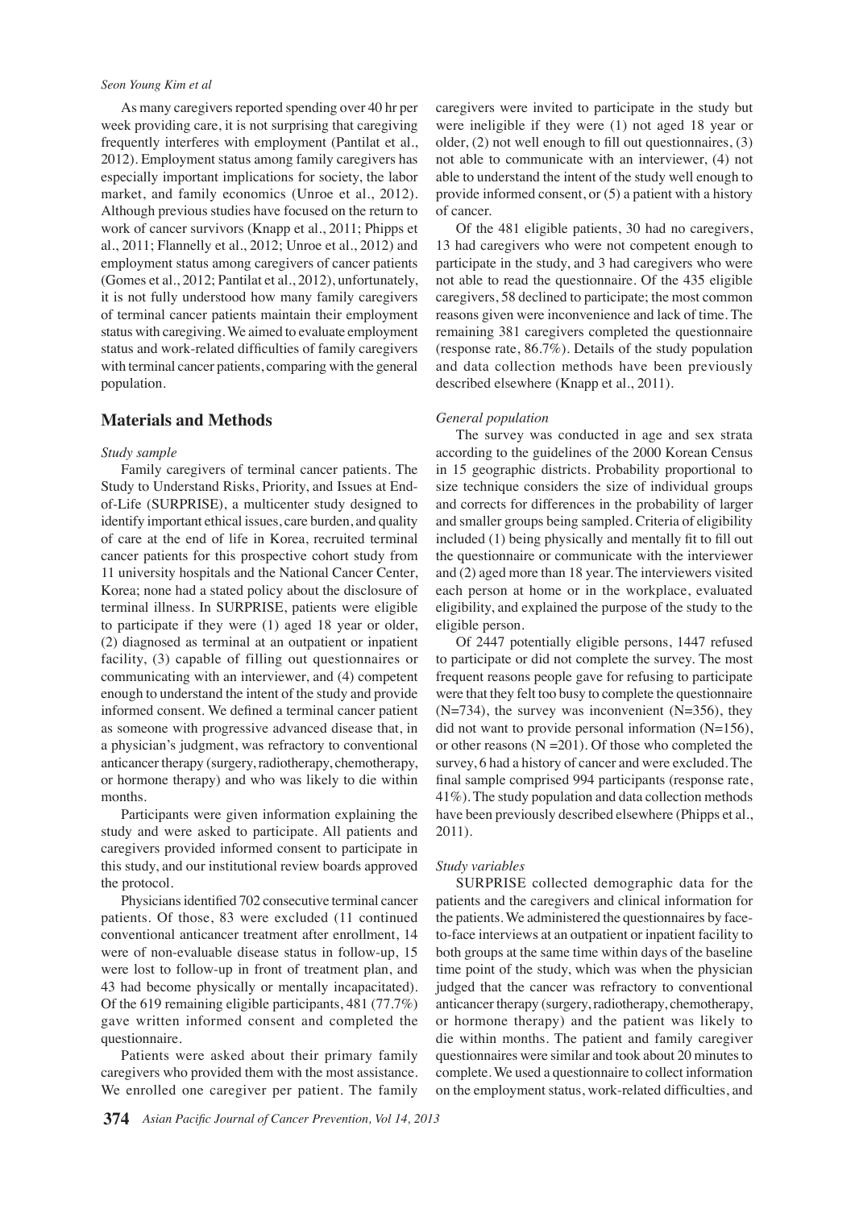As many caregivers reported spending over 40 hr per week providing care, it is not surprising that caregiving frequently interferes with employment (Pantilat et al., 2012). Employment status among family caregivers has especially important implications for society, the labor market, and family economics (Unroe et al., 2012). Although previous studies have focused on the return to work of cancer survivors (Knapp et al., 2011; Phipps et al., 2011; Flannelly et al., 2012; Unroe et al., 2012) and employment status among caregivers of cancer patients (Gomes et al., 2012; Pantilat et al., 2012), unfortunately, it is not fully understood how many family caregivers of terminal cancer patients maintain their employment status with caregiving. We aimed to evaluate employment status and work-related difficulties of family caregivers with terminal cancer patients, comparing with the general population.

## Materials and Methods

*Study sample*

Family caregivers of terminal cancer patients. The Study to Understand Risks, Priority, and Issues at End-of-Life (SURPRISE), a multicenter study designed to identify important ethical issues, care burden, and quality of care at the end of life in Korea, recruited terminal cancer patients for this prospective cohort study from 11 university hospitals and the National Cancer Center, Korea; none had a stated policy about the disclosure of terminal illness. In SURPRISE, patients were eligible to participate if they were (1) aged 18 year or older, (2) diagnosed as terminal at an outpatient or inpatient facility, (3) capable of filling out questionnaires or communicating with an interviewer, and (4) competent enough to understand the intent of the study and provide informed consent. We defined a terminal cancer patient as someone with progressive advanced disease that, in a physician's judgment, was refractory to conventional anticancer therapy (surgery, radiotherapy, chemotherapy, or hormone therapy) and who was likely to die within months.

Participants were given information explaining the study and were asked to participate. All patients and caregivers provided informed consent to participate in this study, and our institutional review boards approved the protocol.

Physicians identified 702 consecutive terminal cancer patients. Of those, 83 were excluded (11 continued conventional anticancer treatment after enrollment, 14 were of non-evaluable disease status in follow-up, 15 were lost to follow-up in front of treatment plan, and 43 had become physically or mentally incapacitated). Of the 619 remaining eligible participants, 481 (77.7%) gave written informed consent and completed the questionnaire.

Patients were asked about their primary family caregivers who provided them with the most assistance. We enrolled one caregiver per patient. The family caregivers were invited to participate in the study but were ineligible if they were (1) not aged 18 year or older, (2) not well enough to fill out questionnaires, (3) not able to communicate with an interviewer, (4) not able to understand the intent of the study well enough to provide informed consent, or (5) a patient with a history of cancer.

Of the 481 eligible patients, 30 had no caregivers, 13 had caregivers who were not competent enough to participate in the study, and 3 had caregivers who were not able to read the questionnaire. Of the 435 eligible caregivers, 58 declined to participate; the most common reasons given were inconvenience and lack of time. The remaining 381 caregivers completed the questionnaire (response rate, 86.7%). Details of the study population and data collection methods have been previously described elsewhere (Knapp et al., 2011).

*General population*

The survey was conducted in age and sex strata according to the guidelines of the 2000 Korean Census in 15 geographic districts. Probability proportional to size technique considers the size of individual groups and corrects for differences in the probability of larger and smaller groups being sampled. Criteria of eligibility included (1) being physically and mentally fit to fill out the questionnaire or communicate with the interviewer and (2) aged more than 18 year. The interviewers visited each person at home or in the workplace, evaluated eligibility, and explained the purpose of the study to the eligible person.

Of 2447 potentially eligible persons, 1447 refused to participate or did not complete the survey. The most frequent reasons people gave for refusing to participate were that they felt too busy to complete the questionnaire (N=734), the survey was inconvenient (N=356), they did not want to provide personal information (N=156), or other reasons (N =201). Of those who completed the survey, 6 had a history of cancer and were excluded. The final sample comprised 994 participants (response rate, 41%). The study population and data collection methods have been previously described elsewhere (Phipps et al., 2011).

*Study variables*

SURPRISE collected demographic data for the patients and the caregivers and clinical information for the patients. We administered the questionnaires by face-to-face interviews at an outpatient or inpatient facility to both groups at the same time within days of the baseline time point of the study, which was when the physician judged that the cancer was refractory to conventional anticancer therapy (surgery, radiotherapy, chemotherapy, or hormone therapy) and the patient was likely to die within months. The patient and family caregiver questionnaires were similar and took about 20 minutes to complete. We used a questionnaire to collect information on the employment status, work-related difficulties, and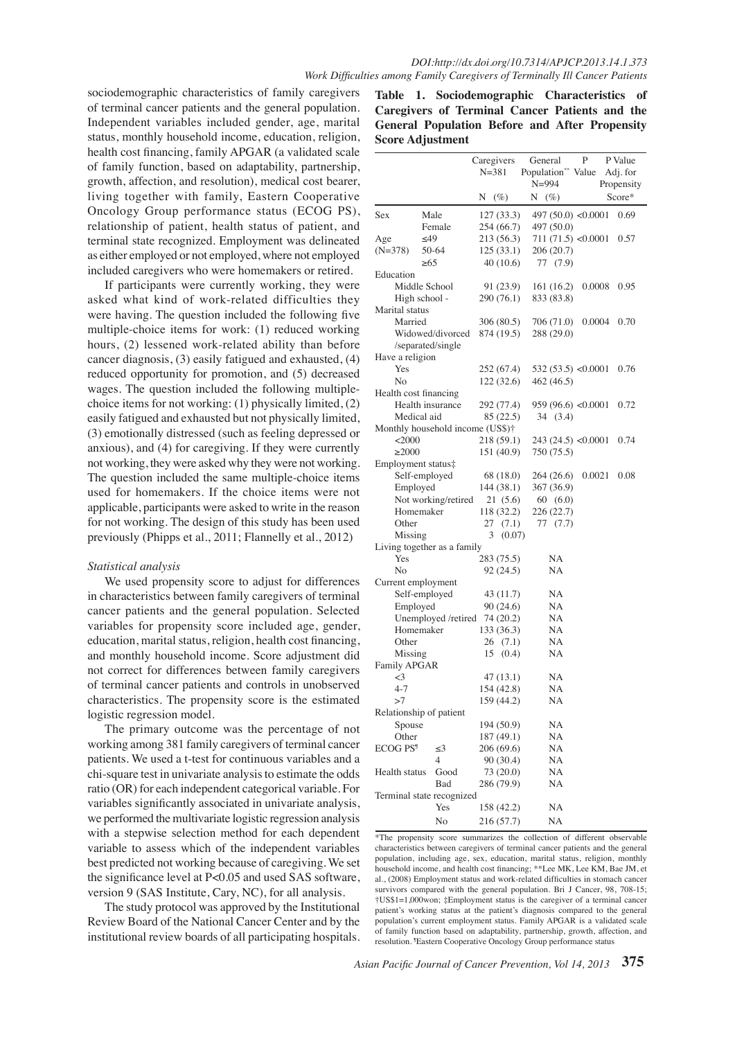sociodemographic characteristics of family caregivers of terminal cancer patients and the general population. Independent variables included gender, age, marital status, monthly household income, education, religion, health cost financing, family APGAR (a validated scale of family function, based on adaptability, partnership, growth, affection, and resolution), medical cost bearer, living together with family, Eastern Cooperative Oncology Group performance status (ECOG PS), relationship of patient, health status of patient, and terminal state recognized. Employment was delineated as either employed or not employed, where not employed included caregivers who were homemakers or retired.

If participants were currently working, they were asked what kind of work-related difficulties they were having. The question included the following five multiple-choice items for work: (1) reduced working hours, (2) lessened work-related ability than before cancer diagnosis, (3) easily fatigued and exhausted, (4) reduced opportunity for promotion, and (5) decreased wages. The question included the following multiple-choice items for not working: (1) physically limited, (2) easily fatigued and exhausted but not physically limited, (3) emotionally distressed (such as feeling depressed or anxious), and (4) for caregiving. If they were currently not working, they were asked why they were not working. The question included the same multiple-choice items used for homemakers. If the choice items were not applicable, participants were asked to write in the reason for not working. The design of this study has been used previously (Phipps et al., 2011; Flannelly et al., 2012)

### *Statistical analysis*

We used propensity score to adjust for differences in characteristics between family caregivers of terminal cancer patients and the general population. Selected variables for propensity score included age, gender, education, marital status, religion, health cost financing, and monthly household income. Score adjustment did not correct for differences between family caregivers of terminal cancer patients and controls in unobserved characteristics. The propensity score is the estimated logistic regression model.

The primary outcome was the percentage of not working among 381 family caregivers of terminal cancer patients. We used a t-test for continuous variables and a chi-square test in univariate analysis to estimate the odds ratio (OR) for each independent categorical variable. For variables significantly associated in univariate analysis, we performed the multivariate logistic regression analysis with a stepwise selection method for each dependent variable to assess which of the independent variables best predicted not working because of caregiving. We set the significance level at P<0.05 and used SAS software, version 9 (SAS Institute, Cary, NC), for all analysis.

The study protocol was approved by the Institutional Review Board of the National Cancer Center and by the institutional review boards of all participating hospitals.

**Table 1. Sociodemographic Characteristics of Caregivers of Terminal Cancer Patients and the General Population Before and After Propensity Score Adjustment**

| | | Caregivers N=381 N (%) | General Population** N=994 N (%) | P Value | P Value Adj. for Propensity Score* |
|---|---|---|---|---|---|
| Sex | Male | 127 (33.3) | 497 (50.0) | <0.0001 | 0.69 |
| | Female | 254 (66.7) | 497 (50.0) | | |
| Age (N=378) | ≤49 | 213 (56.3) | 711 (71.5) | <0.0001 | 0.57 |
| | 50-64 | 125 (33.1) | 206 (20.7) | | |
| | ≥65 | 40 (10.6) | 77 (7.9) | | |
| Education | | | | | |
| Middle School | | 91 (23.9) | 161 (16.2) | 0.0008 | 0.95 |
| High school - | | 290 (76.1) | 833 (83.8) | | |
| Marital status | | | | | |
| Married | | 306 (80.5) | 706 (71.0) | 0.0004 | 0.70 |
| Widowed/divorced /separated/single | | 874 (19.5) | 288 (29.0) | | |
| Have a religion | | | | | |
| Yes | | 252 (67.4) | 532 (53.5) | <0.0001 | 0.76 |
| No | | 122 (32.6) | 462 (46.5) | | |
| Health cost financing | | | | | |
| Health insurance | | 292 (77.4) | 959 (96.6) | <0.0001 | 0.72 |
| Medical aid | | 85 (22.5) | 34 (3.4) | | |
| Monthly household income (US$)† | | | | | |
| <2000 | | 218 (59.1) | 243 (24.5) | <0.0001 | 0.74 |
| ≥2000 | | 151 (40.9) | 750 (75.5) | | |
| Employment status‡ | | | | | |
| Self-employed | | 68 (18.0) | 264 (26.6) | 0.0021 | 0.08 |
| Employed | | 144 (38.1) | 367 (36.9) | | |
| Not working/retired | | 21 (5.6) | 60 (6.0) | | |
| Homemaker | | 118 (32.2) | 226 (22.7) | | |
| Other | | 27 (7.1) | 77 (7.7) | | |
| Missing | | 3 (0.07) | | | |
| Living together as a family | | | | | |
| Yes | | 283 (75.5) | NA | | |
| No | | 92 (24.5) | NA | | |
| Current employment | | | | | |
| Self-employed | | 43 (11.7) | NA | | |
| Employed | | 90 (24.6) | NA | | |
| Unemployed /retired | | 74 (20.2) | NA | | |
| Homemaker | | 133 (36.3) | NA | | |
| Other | | 26 (7.1) | NA | | |
| Missing | | 15 (0.4) | NA | | |
| Family APGAR | | | | | |
| <3 | | 47 (13.1) | NA | | |
| 4-7 | | 154 (42.8) | NA | | |
| >7 | | 159 (44.2) | NA | | |
| Relationship of patient | | | | | |
| Spouse | | 194 (50.9) | NA | | |
| Other | | 187 (49.1) | NA | | |
| ECOG PS¶ | ≤3 | 206 (69.6) | NA | | |
| | 4 | 90 (30.4) | NA | | |
| Health status | Good | 73 (20.0) | NA | | |
| | Bad | 286 (79.9) | NA | | |
| Terminal state recognized | | | | | |
| | Yes | 158 (42.2) | NA | | |
| | No | 216 (57.7) | NA | | |

*The propensity score summarizes the collection of different observable characteristics between caregivers of terminal cancer patients and the general population, including age, sex, education, marital status, religion, monthly household income, and health cost financing; **Lee MK, Lee KM, Bae JM, et al., (2008) Employment status and work-related difficulties in stomach cancer survivors compared with the general population. Bri J Cancer, 98, 708-15; †US$1=1,000won; ‡Employment status is the caregiver of a terminal cancer patient's working status at the patient's diagnosis compared to the general population's current employment status. Family APGAR is a validated scale of family function based on adaptability, partnership, growth, affection, and resolution. ¶Eastern Cooperative Oncology Group performance status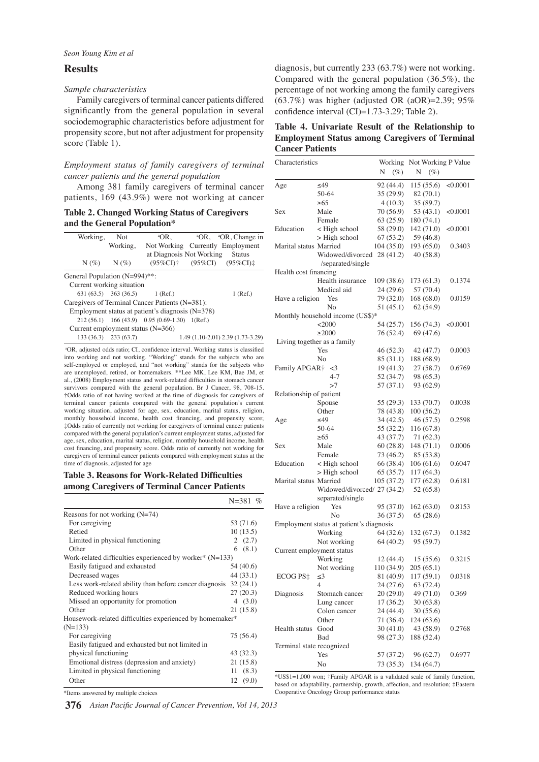## Results

### *Sample characteristics*

Family caregivers of terminal cancer patients differed significantly from the general population in several sociodemographic characteristics before adjustment for propensity score, but not after adjustment for propensity score (Table 1).

### *Employment status of family caregivers of terminal cancer patients and the general population*

Among 381 family caregivers of terminal cancer patients, 169 (43.9%) were not working at cancer diagnosis, but currently 233 (63.7%) were not working. Compared with the general population (36.5%), the percentage of not working among the family caregivers (63.7%) was higher (adjusted OR (aOR)=2.39; 95% confidence interval (CI)=1.73-3.29; Table 2).

**Table 2. Changed Working Status of Caregivers and the General Population***

| Working, N (%) | Not Working, N (%) | [a]OR, Not Working at Diagnosis (95%CI)† | [a]OR, Currently Not Working (95%CI) | [a]OR, Change in Employment Status (95%CI)‡ |
|---|---|---|---|---|
| General Population (N=994)**: | | | | |
| Current working situation | | | | |
| 631 (63.5) | 363 (36.5) | 1 (Ref.) | | 1 (Ref.) |
| Caregivers of Terminal Cancer Patients (N=381): | | | | |
| Employment status at patient's diagnosis (N=378) | | | | |
| 212 (56.1) | 166 (43.9) | 0.95 (0.69-1.30) | 1(Ref.) | |
| Current employment status (N=366) | | | | |
| 133 (36.3) | 233 (63.7) | | 1.49 (1.10-2.01) | 2.39 (1.73-3.29) |

[a]OR, adjusted odds ratio; CI, confidence interval. Working status is classified into working and not working. "Working" stands for the subjects who are self-employed or employed, and "not working" stands for the subjects who are unemployed, retired, or homemakers. **Lee MK, Lee KM, Bae JM, et al., (2008) Employment status and work-related difficulties in stomach cancer survivors compared with the general population. Br J Cancer, 98, 708-15. †Odds ratio of not having worked at the time of diagnosis for caregivers of terminal cancer patients compared with the general population's current working situation, adjusted for age, sex, education, marital status, religion, monthly household income, health cost financing, and propensity score; ‡Odds ratio of currently not working for caregivers of terminal cancer patients compared with the general population's current employment status, adjusted for age, sex, education, marital status, religion, monthly household income, health cost financing, and propensity score. Odds ratio of currently not working for caregivers of terminal cancer patients compared with employment status at the time of diagnosis, adjusted for age

**Table 3. Reasons for Work-Related Difficulties among Caregivers of Terminal Cancer Patients**

| | N=381 % |
|---|---|
| Reasons for not working (N=74) | |
| For caregiving | 53 (71.6) |
| Retied | 10 (13.5) |
| Limited in physical functioning | 2 (2.7) |
| Other | 6 (8.1) |
| Work-related difficulties experienced by worker* (N=133) | |
| Easily fatigued and exhausted | 54 (40.6) |
| Decreased wages | 44 (33.1) |
| Less work-related ability than before cancer diagnosis | 32 (24.1) |
| Reduced working hours | 27 (20.3) |
| Missed an opportunity for promotion | 4 (3.0) |
| Other | 21 (15.8) |
| Housework-related difficulties experienced by homemaker* (N=133) | |
| For caregiving | 75 (56.4) |
| Easily fatigued and exhausted but not limited in physical functioning | 43 (32.3) |
| Emotional distress (depression and anxiety) | 21 (15.8) |
| Limited in physical functioning | 11 (8.3) |
| Other | 12 (9.0) |

*Items answered by multiple choices

**Table 4. Univariate Result of the Relationship to Employment Status among Caregivers of Terminal Cancer Patients**

| Characteristics | | Working N (%) | Not Working N (%) | P Value |
|---|---|---|---|---|
| Age | ≤49 | 92 (44.4) | 115 (55.6) | <0.0001 |
| | 50-64 | 35 (29.9) | 82 (70.1) | |
| | ≥65 | 4 (10.3) | 35 (89.7) | |
| Sex | Male | 70 (56.9) | 53 (43.1) | <0.0001 |
| | Female | 63 (25.9) | 180 (74.1) | |
| Education | < High school | 58 (29.0) | 142 (71.0) | <0.0001 |
| | > High school | 67 (53.2) | 59 (46.8) | |
| Marital status | Married | 104 (35.0) | 193 (65.0) | 0.3403 |
| | Widowed/divorced /separated/single | 28 (41.2) | 40 (58.8) | |
| Health cost financing | | | | |
| | Health insurance | 109 (38.6) | 173 (61.3) | 0.1374 |
| | Medical aid | 24 (29.6) | 57 (70.4) | |
| Have a religion | Yes | 79 (32.0) | 168 (68.0) | 0.0159 |
| | No | 51 (45.1) | 62 (54.9) | |
| Monthly household income (US$)* | | | | |
| | <2000 | 54 (25.7) | 156 (74.3) | <0.0001 |
| | ≥2000 | 76 (52.4) | 69 (47.6) | |
| Living together as a family | | | | |
| | Yes | 46 (52.3) | 42 (47.7) | 0.0003 |
| | No | 85 (31.1) | 188 (68.9) | |
| Family APGAR† | <3 | 19 (41.3) | 27 (58.7) | 0.6769 |
| | 4-7 | 52 (34.7) | 98 (65.3) | |
| | >7 | 57 (37.1) | 93 (62.9) | |
| Relationship of patient | | | | |
| | Spouse | 55 (29.3) | 133 (70.7) | 0.0038 |
| | Other | 78 (43.8) | 100 (56.2) | |
| Age | ≤49 | 34 (42.5) | 46 (57.5) | 0.2598 |
| | 50-64 | 55 (32.2) | 116 (67.8) | |
| | ≥65 | 43 (37.7) | 71 (62.3) | |
| Sex | Male | 60 (28.8) | 148 (71.1) | 0.0006 |
| | Female | 73 (46.2) | 85 (53.8) | |
| Education | < High school | 66 (38.4) | 106 (61.6) | 0.6047 |
| | > High school | 65 (35.7) | 117 (64.3) | |
| Marital status | Married | 105 (37.2) | 177 (62.8) | 0.6181 |
| | Widowed/divorced/ separated/single | 27 (34.2) | 52 (65.8) | |
| Have a religion | Yes | 95 (37.0) | 162 (63.0) | 0.8153 |
| | No | 36 (37.5) | 65 (28.6) | |
| Employment status at patient's diagnosis | | | | |
| | Working | 64 (32.6) | 132 (67.3) | 0.1382 |
| | Not working | 64 (40.2) | 95 (59.7) | |
| Current employment status | | | | |
| | Working | 12 (44.4) | 15 (55.6) | 0.3215 |
| | Not working | 110 (34.9) | 205 (65.1) | |
| ECOG PS‡ | ≤3 | 81 (40.9) | 117 (59.1) | 0.0318 |
| | 4 | 24 (27.6) | 63 (72.4) | |
| Diagnosis | Stomach cancer | 20 (29.0) | 49 (71.0) | 0.369 |
| | Lung cancer | 17 (36.2) | 30 (63.8) | |
| | Colon cancer | 24 (44.4) | 30 (55.6) | |
| | Other | 71 (36.4) | 124 (63.6) | |
| Health status | Good | 30 (41.0) | 43 (58.9) | 0.2768 |
| | Bad | 98 (27.3) | 188 (52.4) | |
| Terminal state recognized | | | | |
| | Yes | 57 (37.2) | 96 (62.7) | 0.6977 |
| | No | 73 (35.3) | 134 (64.7) | |

*US$1=1,000 won; †Family APGAR is a validated scale of family function, based on adaptability, partnership, growth, affection, and resolution; ‡Eastern Cooperative Oncology Group performance status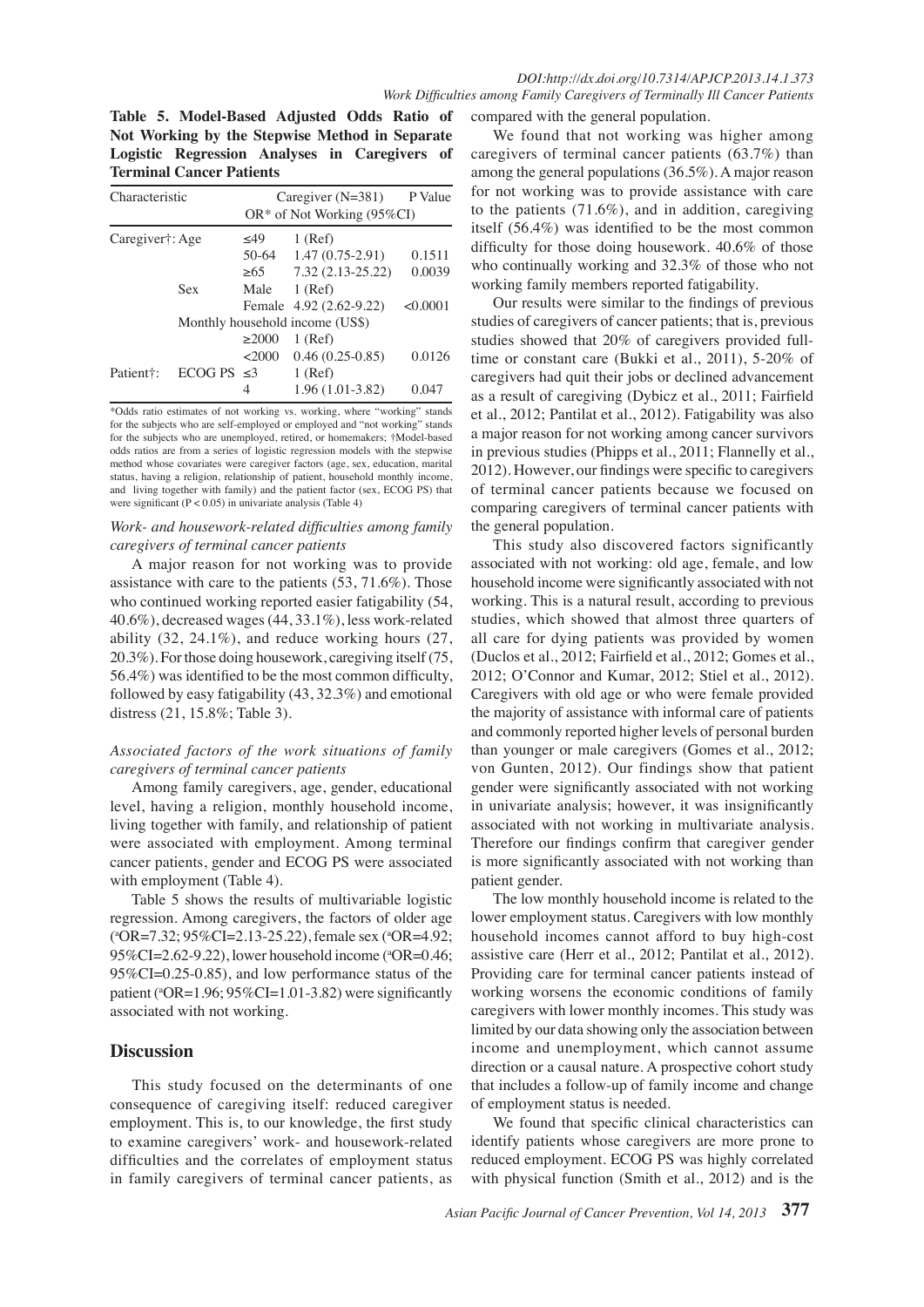**Table 5. Model-Based Adjusted Odds Ratio of Not Working by the Stepwise Method in Separate Logistic Regression Analyses in Caregivers of Terminal Cancer Patients**

| Characteristic | | | Caregiver (N=381) | P Value |
|---|---|---|---|---|
| | | | OR* of Not Working (95%CI) | |
| Caregiver†: | Age | ≤49 | 1 (Ref) | |
| | | 50-64 | 1.47 (0.75-2.91) | 0.1511 |
| | | ≥65 | 7.32 (2.13-25.22) | 0.0039 |
| | Sex | Male | 1 (Ref) | |
| | | Female | 4.92 (2.62-9.22) | <0.0001 |
| | Monthly household income (US$) | | | |
| | | ≥2000 | 1 (Ref) | |
| | | <2000 | 0.46 (0.25-0.85) | 0.0126 |
| Patient†: | ECOG PS | ≤3 | 1 (Ref) | |
| | | 4 | 1.96 (1.01-3.82) | 0.047 |

*Odds ratio estimates of not working vs. working, where "working" stands for the subjects who are self-employed or employed and "not working" stands for the subjects who are unemployed, retired, or homemakers; †Model-based odds ratios are from a series of logistic regression models with the stepwise method whose covariates were caregiver factors (age, sex, education, marital status, having a religion, relationship of patient, household monthly income, and living together with family) and the patient factor (sex, ECOG PS) that were significant ($P < 0.05$) in univariate analysis (Table 4)

### *Work- and housework-related difficulties among family caregivers of terminal cancer patients*

A major reason for not working was to provide assistance with care to the patients (53, 71.6%). Those who continued working reported easier fatigability (54, 40.6%), decreased wages (44, 33.1%), less work-related ability (32, 24.1%), and reduce working hours (27, 20.3%). For those doing housework, caregiving itself (75, 56.4%) was identified to be the most common difficulty, followed by easy fatigability (43, 32.3%) and emotional distress (21, 15.8%; Table 3).

### *Associated factors of the work situations of family caregivers of terminal cancer patients*

Among family caregivers, age, gender, educational level, having a religion, monthly household income, living together with family, and relationship of patient were associated with employment. Among terminal cancer patients, gender and ECOG PS were associated with employment (Table 4).

Table 5 shows the results of multivariable logistic regression. Among caregivers, the factors of older age ([a]OR=7.32; 95%CI=2.13-25.22), female sex ([a]OR=4.92; 95%CI=2.62-9.22), lower household income ([a]OR=0.46; 95%CI=0.25-0.85), and low performance status of the patient ([a]OR=1.96; 95%CI=1.01-3.82) were significantly associated with not working.

## Discussion

This study focused on the determinants of one consequence of caregiving itself: reduced caregiver employment. This is, to our knowledge, the first study to examine caregivers' work- and housework-related difficulties and the correlates of employment status in family caregivers of terminal cancer patients, as compared with the general population.

We found that not working was higher among caregivers of terminal cancer patients (63.7%) than among the general populations (36.5%). A major reason for not working was to provide assistance with care to the patients (71.6%), and in addition, caregiving itself (56.4%) was identified to be the most common difficulty for those doing housework. 40.6% of those who continually working and 32.3% of those who not working family members reported fatigability.

Our results were similar to the findings of previous studies of caregivers of cancer patients; that is, previous studies showed that 20% of caregivers provided full-time or constant care (Bukki et al., 2011), 5-20% of caregivers had quit their jobs or declined advancement as a result of caregiving (Dybicz et al., 2011; Fairfield et al., 2012; Pantilat et al., 2012). Fatigability was also a major reason for not working among cancer survivors in previous studies (Phipps et al., 2011; Flannelly et al., 2012). However, our findings were specific to caregivers of terminal cancer patients because we focused on comparing caregivers of terminal cancer patients with the general population.

This study also discovered factors significantly associated with not working: old age, female, and low household income were significantly associated with not working. This is a natural result, according to previous studies, which showed that almost three quarters of all care for dying patients was provided by women (Duclos et al., 2012; Fairfield et al., 2012; Gomes et al., 2012; O'Connor and Kumar, 2012; Stiel et al., 2012). Caregivers with old age or who were female provided the majority of assistance with informal care of patients and commonly reported higher levels of personal burden than younger or male caregivers (Gomes et al., 2012; von Gunten, 2012). Our findings show that patient gender were significantly associated with not working in univariate analysis; however, it was insignificantly associated with not working in multivariate analysis. Therefore our findings confirm that caregiver gender is more significantly associated with not working than patient gender.

The low monthly household income is related to the lower employment status. Caregivers with low monthly household incomes cannot afford to buy high-cost assistive care (Herr et al., 2012; Pantilat et al., 2012). Providing care for terminal cancer patients instead of working worsens the economic conditions of family caregivers with lower monthly incomes. This study was limited by our data showing only the association between income and unemployment, which cannot assume direction or a causal nature. A prospective cohort study that includes a follow-up of family income and change of employment status is needed.

We found that specific clinical characteristics can identify patients whose caregivers are more prone to reduced employment. ECOG PS was highly correlated with physical function (Smith et al., 2012) and is the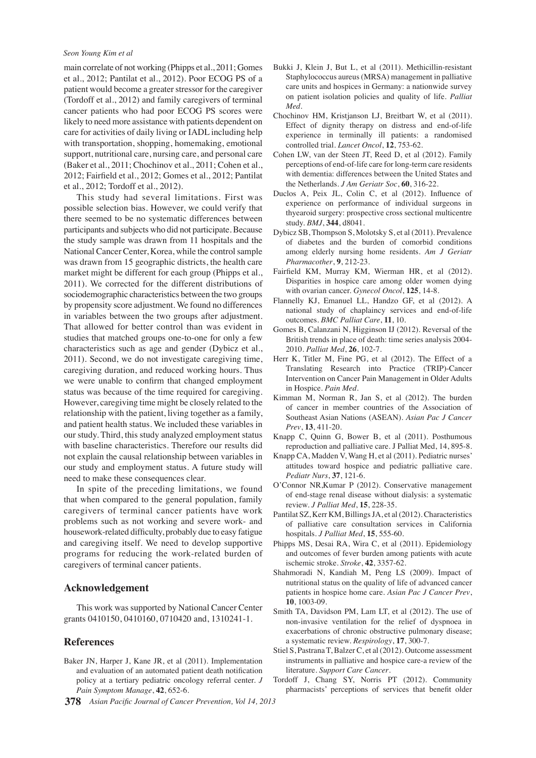main correlate of not working (Phipps et al., 2011; Gomes et al., 2012; Pantilat et al., 2012). Poor ECOG PS of a patient would become a greater stressor for the caregiver (Tordoff et al., 2012) and family caregivers of terminal cancer patients who had poor ECOG PS scores were likely to need more assistance with patients dependent on care for activities of daily living or IADL including help with transportation, shopping, homemaking, emotional support, nutritional care, nursing care, and personal care (Baker et al., 2011; Chochinov et al., 2011; Cohen et al., 2012; Fairfield et al., 2012; Gomes et al., 2012; Pantilat et al., 2012; Tordoff et al., 2012).

This study had several limitations. First was possible selection bias. However, we could verify that there seemed to be no systematic differences between participants and subjects who did not participate. Because the study sample was drawn from 11 hospitals and the National Cancer Center, Korea, while the control sample was drawn from 15 geographic districts, the health care market might be different for each group (Phipps et al., 2011). We corrected for the different distributions of sociodemographic characteristics between the two groups by propensity score adjustment. We found no differences in variables between the two groups after adjustment. That allowed for better control than was evident in studies that matched groups one-to-one for only a few characteristics such as age and gender (Dybicz et al., 2011). Second, we do not investigate caregiving time, caregiving duration, and reduced working hours. Thus we were unable to confirm that changed employment status was because of the time required for caregiving. However, caregiving time might be closely related to the relationship with the patient, living together as a family, and patient health status. We included these variables in our study. Third, this study analyzed employment status with baseline characteristics. Therefore our results did not explain the causal relationship between variables in our study and employment status. A future study will need to make these consequences clear.

In spite of the preceding limitations, we found that when compared to the general population, family caregivers of terminal cancer patients have work problems such as not working and severe work- and housework-related difficulty, probably due to easy fatigue and caregiving itself. We need to develop supportive programs for reducing the work-related burden of caregivers of terminal cancer patients.

## Acknowledgement

This work was supported by National Cancer Center grants 0410150, 0410160, 0710420 and, 1310241-1.

## References

Baker JN, Harper J, Kane JR, et al (2011). Implementation and evaluation of an automated patient death notification policy at a tertiary pediatric oncology referral center. *J Pain Symptom Manage*, **42**, 652-6.

Bukki J, Klein J, But L, et al (2011). Methicillin-resistant Staphylococcus aureus (MRSA) management in palliative care units and hospices in Germany: a nationwide survey on patient isolation policies and quality of life. *Palliat Med*.

Chochinov HM, Kristjanson LJ, Breitbart W, et al (2011). Effect of dignity therapy on distress and end-of-life experience in terminally ill patients: a randomised controlled trial. *Lancet Oncol*, **12**, 753-62.

Cohen LW, van der Steen JT, Reed D, et al (2012). Family perceptions of end-of-life care for long-term care residents with dementia: differences between the United States and the Netherlands. *J Am Geriatr Soc*, **60**, 316-22.

Duclos A, Peix JL, Colin C, et al (2012). Influence of experience on performance of individual surgeons in thyearoid surgery: prospective cross sectional multicentre study. *BMJ*, **344**, d8041.

Dybicz SB, Thompson S, Molotsky S, et al (2011). Prevalence of diabetes and the burden of comorbid conditions among elderly nursing home residents. *Am J Geriatr Pharmacother*, **9**, 212-23.

Fairfield KM, Murray KM, Wierman HR, et al (2012). Disparities in hospice care among older women dying with ovarian cancer. *Gynecol Oncol*, **125**, 14-8.

Flannelly KJ, Emanuel LL, Handzo GF, et al (2012). A national study of chaplaincy services and end-of-life outcomes. *BMC Palliat Care*, **11**, 10.

Gomes B, Calanzani N, Higginson IJ (2012). Reversal of the British trends in place of death: time series analysis 2004-2010. *Palliat Med*, **26**, 102-7.

Herr K, Titler M, Fine PG, et al (2012). The Effect of a Translating Research into Practice (TRIP)-Cancer Intervention on Cancer Pain Management in Older Adults in Hospice. *Pain Med*.

Kimman M, Norman R, Jan S, et al (2012). The burden of cancer in member countries of the Association of Southeast Asian Nations (ASEAN). *Asian Pac J Cancer Prev*, **13**, 411-20.

Knapp C, Quinn G, Bower B, et al (2011). Posthumous reproduction and palliative care. J Palliat Med, 14, 895-8.

Knapp CA, Madden V, Wang H, et al (2011). Pediatric nurses' attitudes toward hospice and pediatric palliative care. *Pediatr Nurs*, **37**, 121-6.

O'Connor NR,Kumar P (2012). Conservative management of end-stage renal disease without dialysis: a systematic review. *J Palliat Med*, **15**, 228-35.

Pantilat SZ, Kerr KM, Billings JA, et al (2012). Characteristics of palliative care consultation services in California hospitals. *J Palliat Med*, **15**, 555-60.

Phipps MS, Desai RA, Wira C, et al (2011). Epidemiology and outcomes of fever burden among patients with acute ischemic stroke. *Stroke*, **42**, 3357-62.

Shahmoradi N, Kandiah M, Peng LS (2009). Impact of nutritional status on the quality of life of advanced cancer patients in hospice home care. *Asian Pac J Cancer Prev*, **10**, 1003-09.

Smith TA, Davidson PM, Lam LT, et al (2012). The use of non-invasive ventilation for the relief of dyspnoea in exacerbations of chronic obstructive pulmonary disease; a systematic review. *Respirology*, **17**, 300-7.

Stiel S, Pastrana T, Balzer C, et al (2012). Outcome assessment instruments in palliative and hospice care-a review of the literature. *Support Care Cancer*.

Tordoff J, Chang SY, Norris PT (2012). Community pharmacists' perceptions of services that benefit older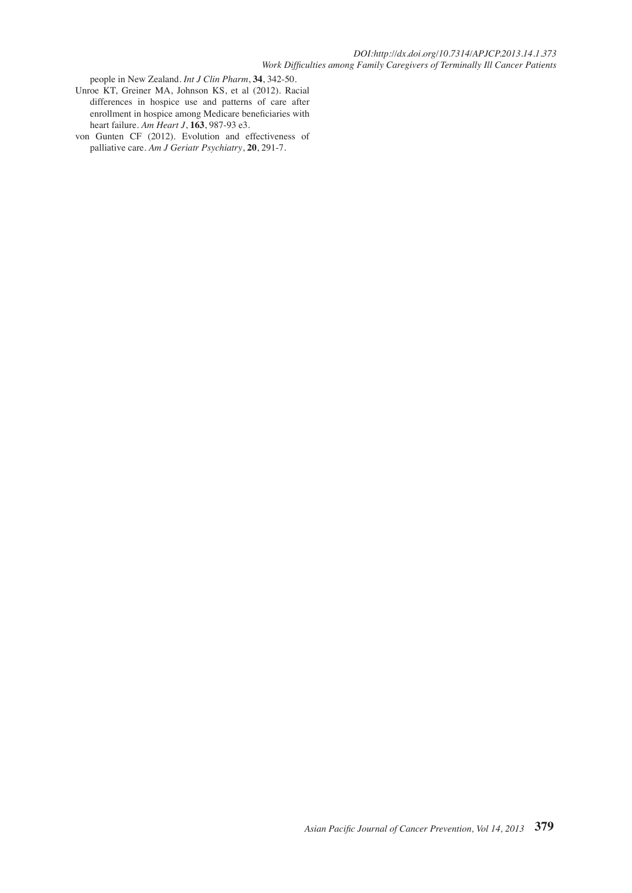people in New Zealand. *Int J Clin Pharm*, **34**, 342-50.

Unroe KT, Greiner MA, Johnson KS, et al (2012). Racial differences in hospice use and patterns of care after enrollment in hospice among Medicare beneficiaries with heart failure. *Am Heart J*, **163**, 987-93 e3.

von Gunten CF (2012). Evolution and effectiveness of palliative care. *Am J Geriatr Psychiatry*, **20**, 291-7.